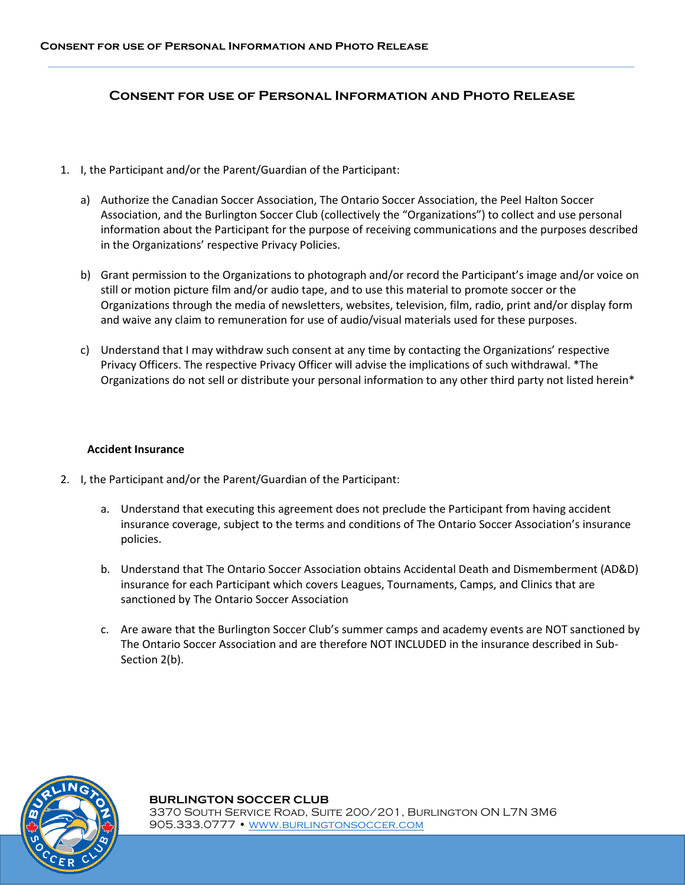# Consent for use of Personal Information and Photo Release

1. I, the Participant and/or the Parent/Guardian of the Participant:

   a) Authorize the Canadian Soccer Association, The Ontario Soccer Association, the Peel Halton Soccer Association, and the Burlington Soccer Club (collectively the "Organizations") to collect and use personal information about the Participant for the purpose of receiving communications and the purposes described in the Organizations' respective Privacy Policies.

   b) Grant permission to the Organizations to photograph and/or record the Participant's image and/or voice on still or motion picture film and/or audio tape, and to use this material to promote soccer or the Organizations through the media of newsletters, websites, television, film, radio, print and/or display form and waive any claim to remuneration for use of audio/visual materials used for these purposes.

   c) Understand that I may withdraw such consent at any time by contacting the Organizations' respective Privacy Officers. The respective Privacy Officer will advise the implications of such withdrawal. *The Organizations do not sell or distribute your personal information to any other third party not listed herein*

**Accident Insurance**

2. I, the Participant and/or the Parent/Guardian of the Participant:

   a. Understand that executing this agreement does not preclude the Participant from having accident insurance coverage, subject to the terms and conditions of The Ontario Soccer Association's insurance policies.

   b. Understand that The Ontario Soccer Association obtains Accidental Death and Dismemberment (AD&D) insurance for each Participant which covers Leagues, Tournaments, Camps, and Clinics that are sanctioned by The Ontario Soccer Association

   c. Are aware that the Burlington Soccer Club's summer camps and academy events are NOT sanctioned by The Ontario Soccer Association and are therefore NOT INCLUDED in the insurance described in Sub-Section 2(b).

**BURLINGTON SOCCER CLUB**
3370 South Service Road, Suite 200/201, Burlington ON L7N 3M6
905.333.0777 • www.burlingtonsoccer.com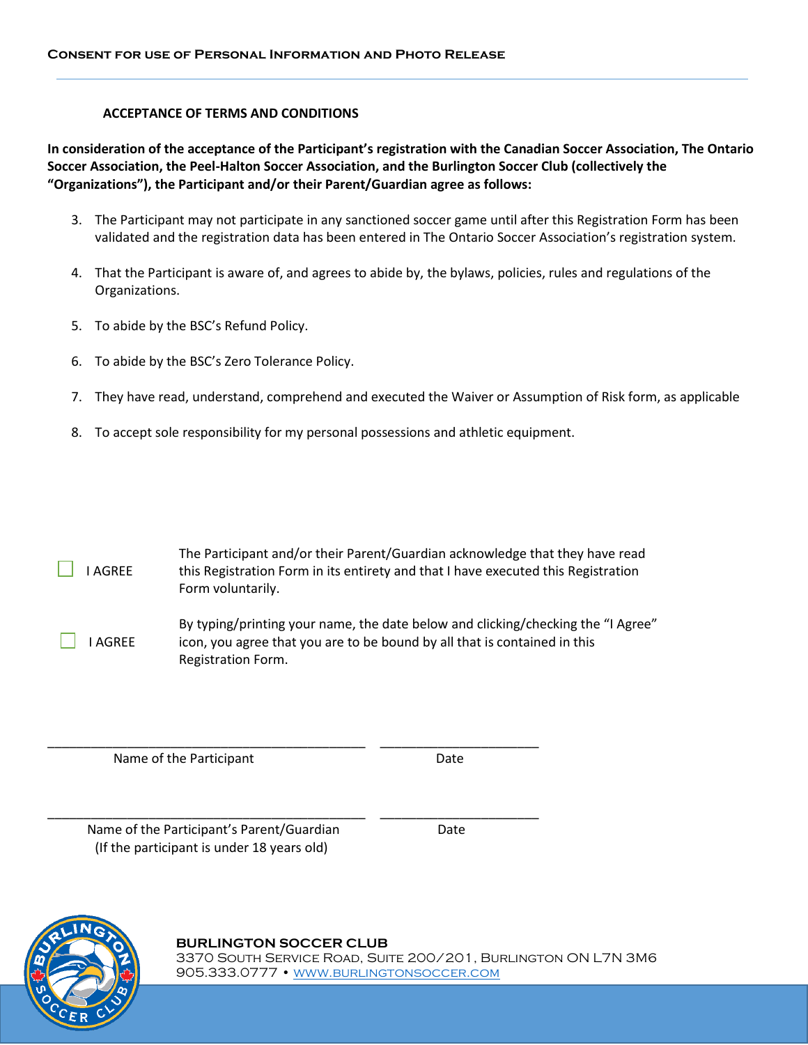**ACCEPTANCE OF TERMS AND CONDITIONS**

**In consideration of the acceptance of the Participant's registration with the Canadian Soccer Association, The Ontario Soccer Association, the Peel-Halton Soccer Association, and the Burlington Soccer Club (collectively the "Organizations"), the Participant and/or their Parent/Guardian agree as follows:**

3. The Participant may not participate in any sanctioned soccer game until after this Registration Form has been validated and the registration data has been entered in The Ontario Soccer Association's registration system.
4. That the Participant is aware of, and agrees to abide by, the bylaws, policies, rules and regulations of the Organizations.
5. To abide by the BSC's Refund Policy.
6. To abide by the BSC's Zero Tolerance Policy.
7. They have read, understand, comprehend and executed the Waiver or Assumption of Risk form, as applicable
8. To accept sole responsibility for my personal possessions and athletic equipment.

☐ I AGREE — The Participant and/or their Parent/Guardian acknowledge that they have read this Registration Form in its entirety and that I have executed this Registration Form voluntarily.

☐ I AGREE — By typing/printing your name, the date below and clicking/checking the "I Agree" icon, you agree that you are to be bound by all that is contained in this Registration Form.

\_\_\_\_\_\_\_\_\_\_\_\_\_\_\_\_\_\_\_\_\_\_\_\_\_\_\_\_\_\_\_\_\_\_\_\_\_\_\_\_ \_\_\_\_\_\_\_\_\_\_\_\_\_\_\_\_\_\_\_\_
Name of the Participant — Date

\_\_\_\_\_\_\_\_\_\_\_\_\_\_\_\_\_\_\_\_\_\_\_\_\_\_\_\_\_\_\_\_\_\_\_\_\_\_\_\_ \_\_\_\_\_\_\_\_\_\_\_\_\_\_\_\_\_\_\_\_
Name of the Participant's Parent/Guardian (If the participant is under 18 years old) — Date

**BURLINGTON SOCCER CLUB**
3370 South Service Road, Suite 200/201, Burlington ON L7N 3M6
905.333.0777 • www.burlingtonsoccer.com